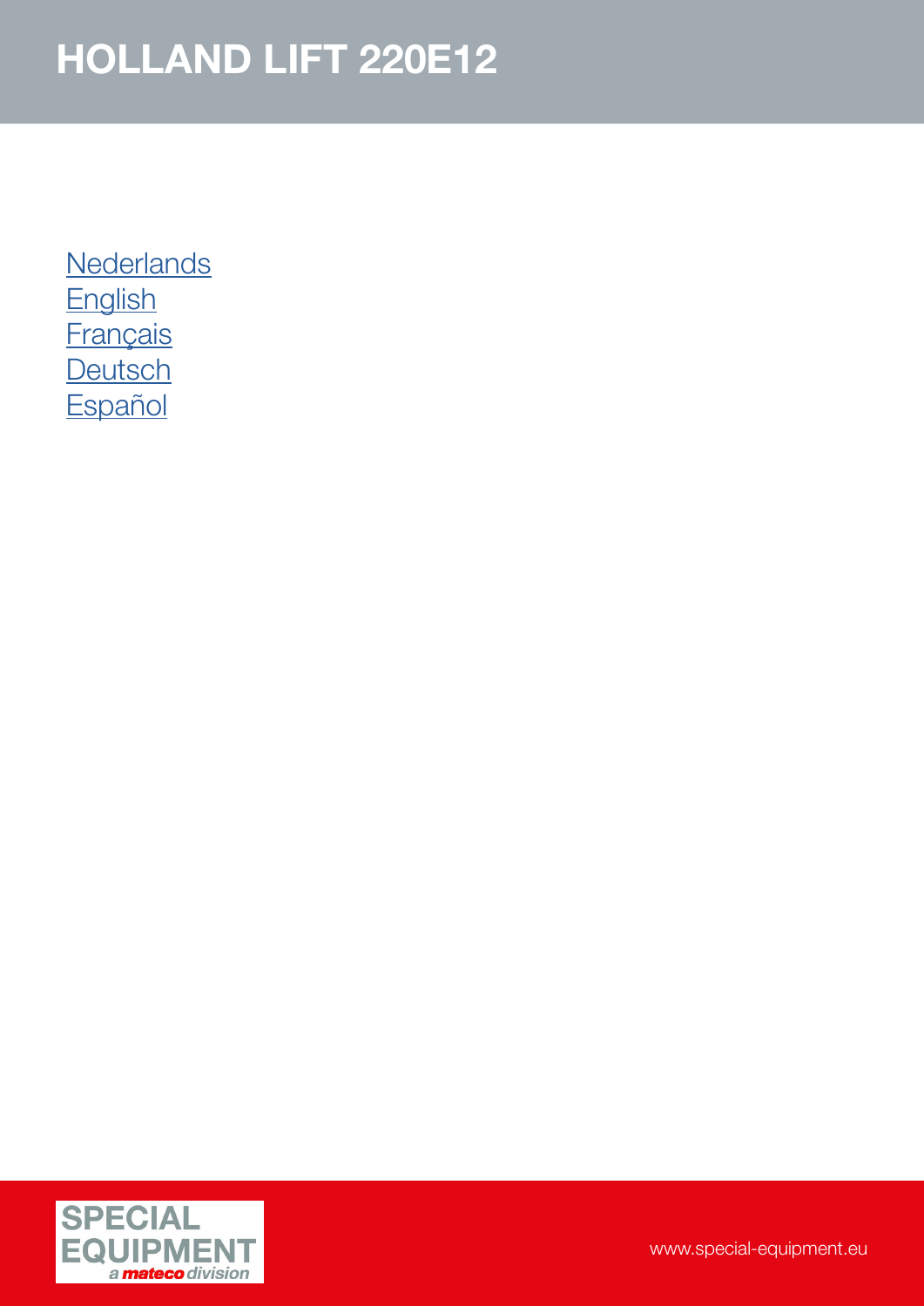# HOLLAND LIFT 220E12

Nederlands
English
Français
Deutsch
Español

SPECIAL EQUIPMENT
a mateco division

www.special-equipment.eu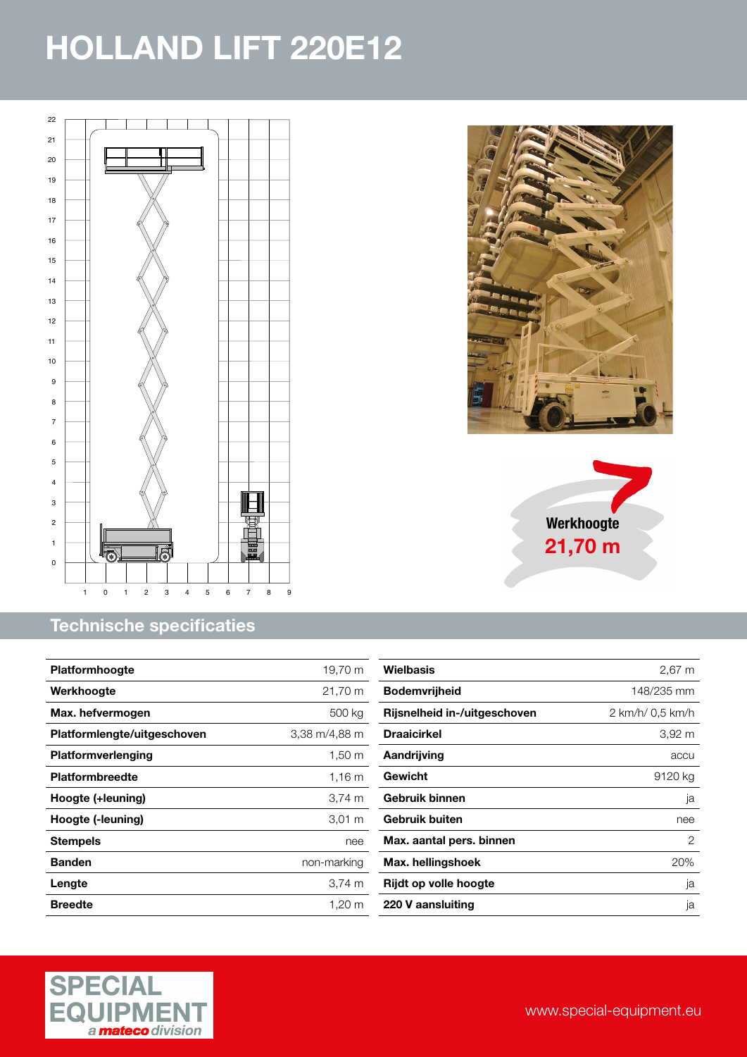# HOLLAND LIFT 220E12

Werkhoogte
21,70 m

## Technische specificaties

| | |
|---|---|
| **Platformhoogte** | 19,70 m |
| **Werkhoogte** | 21,70 m |
| **Max. hefvermogen** | 500 kg |
| **Platformlengte/uitgeschoven** | 3,38 m/4,88 m |
| **Platformverlenging** | 1,50 m |
| **Platformbreedte** | 1,16 m |
| **Hoogte (+leuning)** | 3,74 m |
| **Hoogte (-leuning)** | 3,01 m |
| **Stempels** | nee |
| **Banden** | non-marking |
| **Lengte** | 3,74 m |
| **Breedte** | 1,20 m |

| | |
|---|---|
| **Wielbasis** | 2,67 m |
| **Bodemvrijheid** | 148/235 mm |
| **Rijsnelheid in-/uitgeschoven** | 2 km/h/ 0,5 km/h |
| **Draaicirkel** | 3,92 m |
| **Aandrijving** | accu |
| **Gewicht** | 9120 kg |
| **Gebruik binnen** | ja |
| **Gebruik buiten** | nee |
| **Max. aantal pers. binnen** | 2 |
| **Max. hellingshoek** | 20% |
| **Rijdt op volle hoogte** | ja |
| **220 V aansluiting** | ja |

SPECIAL EQUIPMENT
a mateco division

www.special-equipment.eu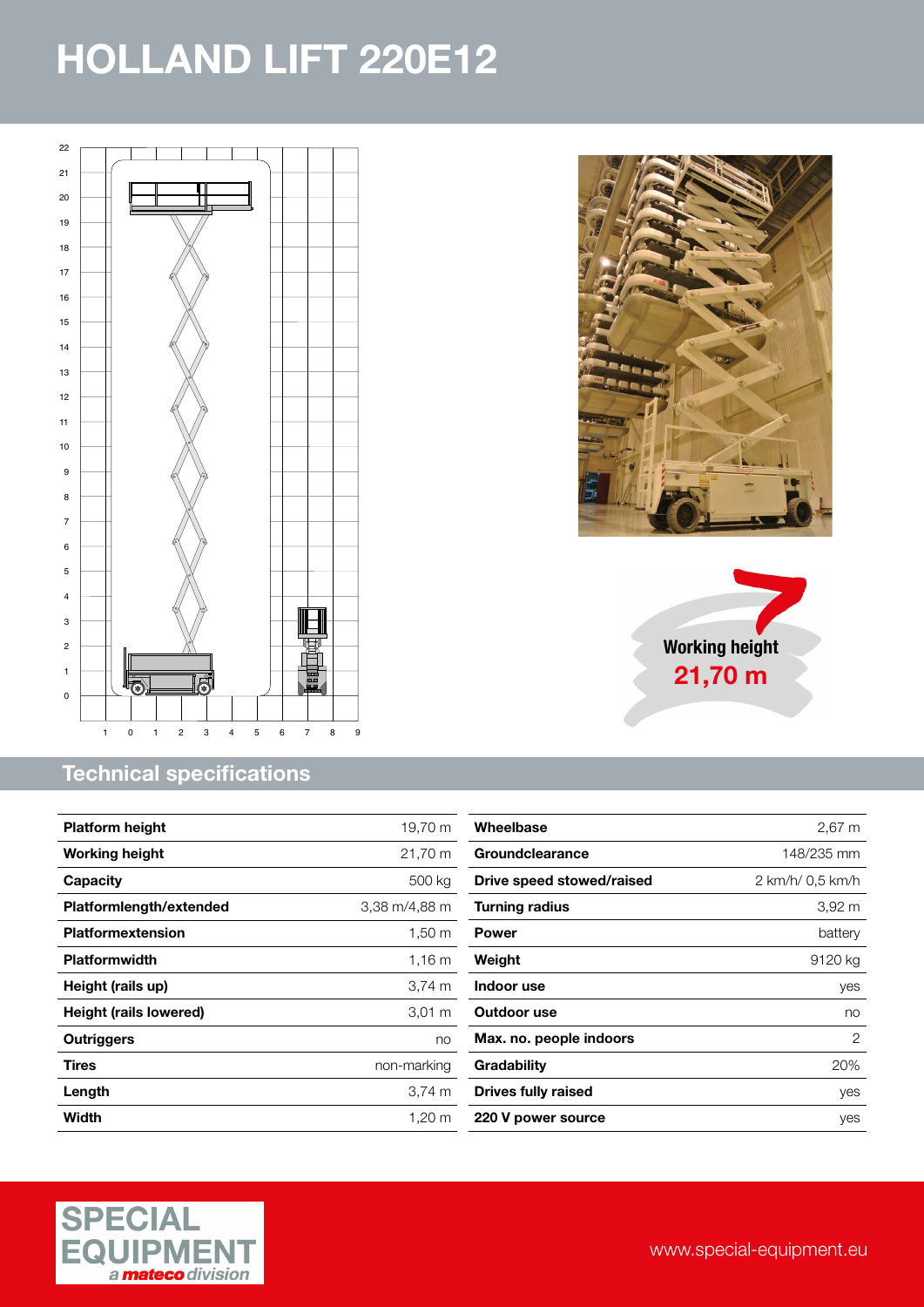# HOLLAND LIFT 220E12

**Working height**
**21,70 m**

## Technical specifications

| | |
|---|---|
| **Platform height** | 19,70 m |
| **Working height** | 21,70 m |
| **Capacity** | 500 kg |
| **Platformlength/extended** | 3,38 m/4,88 m |
| **Platformextension** | 1,50 m |
| **Platformwidth** | 1,16 m |
| **Height (rails up)** | 3,74 m |
| **Height (rails lowered)** | 3,01 m |
| **Outriggers** | no |
| **Tires** | non-marking |
| **Length** | 3,74 m |
| **Width** | 1,20 m |

| | |
|---|---|
| **Wheelbase** | 2,67 m |
| **Groundclearance** | 148/235 mm |
| **Drive speed stowed/raised** | 2 km/h/ 0,5 km/h |
| **Turning radius** | 3,92 m |
| **Power** | battery |
| **Weight** | 9120 kg |
| **Indoor use** | yes |
| **Outdoor use** | no |
| **Max. no. people indoors** | 2 |
| **Gradability** | 20% |
| **Drives fully raised** | yes |
| **220 V power source** | yes |

SPECIAL EQUIPMENT
*a mateco division*

www.special-equipment.eu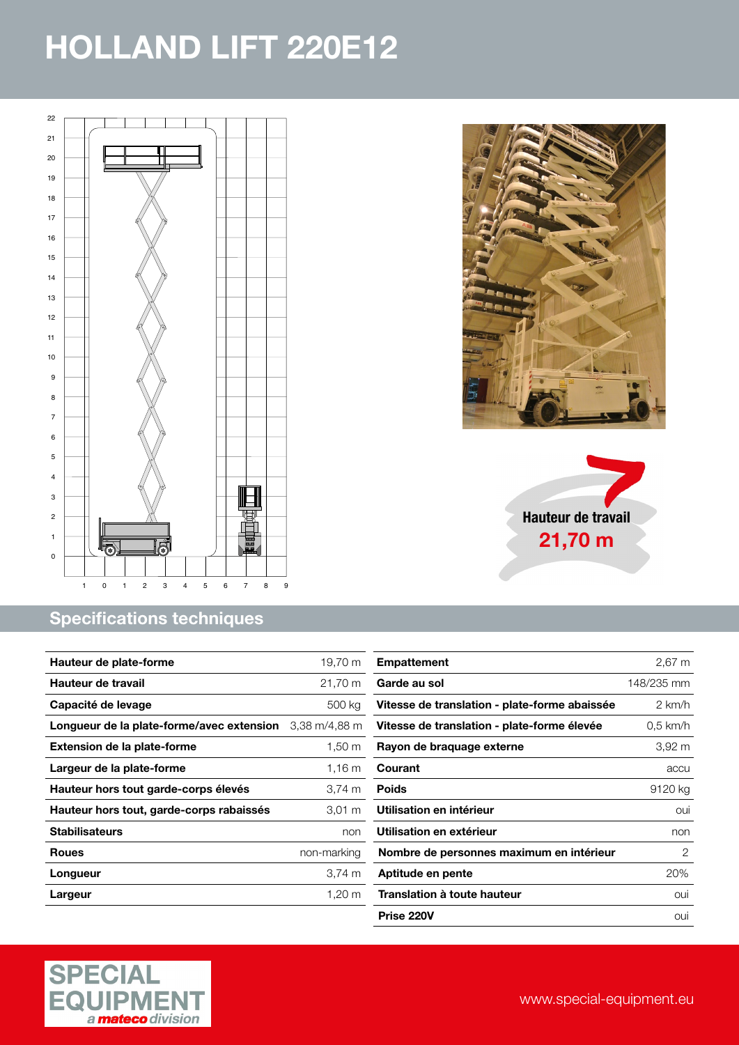# HOLLAND LIFT 220E12

Hauteur de travail
**21,70 m**

## Specifications techniques

| Hauteur de plate-forme | 19,70 m |
|---|---|
| Hauteur de travail | 21,70 m |
| Capacité de levage | 500 kg |
| Longueur de la plate-forme/avec extension | 3,38 m/4,88 m |
| Extension de la plate-forme | 1,50 m |
| Largeur de la plate-forme | 1,16 m |
| Hauteur hors tout garde-corps élevés | 3,74 m |
| Hauteur hors tout, garde-corps rabaissés | 3,01 m |
| Stabilisateurs | non |
| Roues | non-marking |
| Longueur | 3,74 m |
| Largeur | 1,20 m |

| Empattement | 2,67 m |
|---|---|
| Garde au sol | 148/235 mm |
| Vitesse de translation - plate-forme abaissée | 2 km/h |
| Vitesse de translation - plate-forme élevée | 0,5 km/h |
| Rayon de braquage externe | 3,92 m |
| Courant | accu |
| Poids | 9120 kg |
| Utilisation en intérieur | oui |
| Utilisation en extérieur | non |
| Nombre de personnes maximum en intérieur | 2 |
| Aptitude en pente | 20% |
| Translation à toute hauteur | oui |
| Prise 220V | oui |

SPECIAL EQUIPMENT
a *mateco division*

www.special-equipment.eu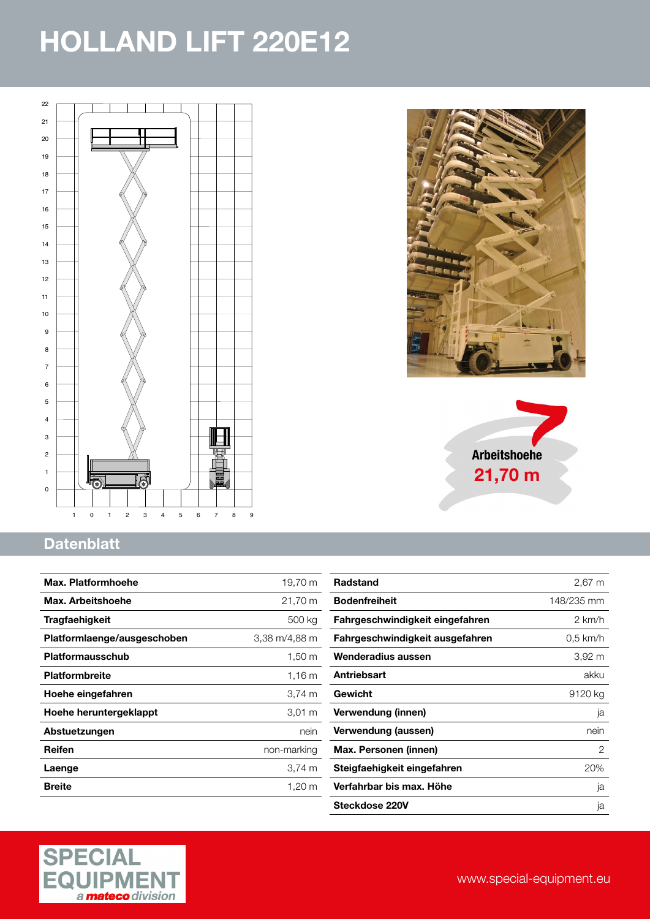# HOLLAND LIFT 220E12

**Arbeitshoehe**
**21,70 m**

## Datenblatt

| | |
|---|---|
| **Max. Platformhoehe** | 19,70 m |
| **Max. Arbeitshoehe** | 21,70 m |
| **Tragfaehigkeit** | 500 kg |
| **Platformlaenge/ausgeschoben** | 3,38 m/4,88 m |
| **Platformausschub** | 1,50 m |
| **Platformbreite** | 1,16 m |
| **Hoehe eingefahren** | 3,74 m |
| **Hoehe heruntergeklappt** | 3,01 m |
| **Abstuetzungen** | nein |
| **Reifen** | non-marking |
| **Laenge** | 3,74 m |
| **Breite** | 1,20 m |

| | |
|---|---|
| **Radstand** | 2,67 m |
| **Bodenfreiheit** | 148/235 mm |
| **Fahrgeschwindigkeit eingefahren** | 2 km/h |
| **Fahrgeschwindigkeit ausgefahren** | 0,5 km/h |
| **Wenderadius aussen** | 3,92 m |
| **Antriebsart** | akku |
| **Gewicht** | 9120 kg |
| **Verwendung (innen)** | ja |
| **Verwendung (aussen)** | nein |
| **Max. Personen (innen)** | 2 |
| **Steigfaehigkeit eingefahren** | 20% |
| **Verfahrbar bis max. Höhe** | ja |
| **Steckdose 220V** | ja |

SPECIAL EQUIPMENT
*a mateco division*

www.special-equipment.eu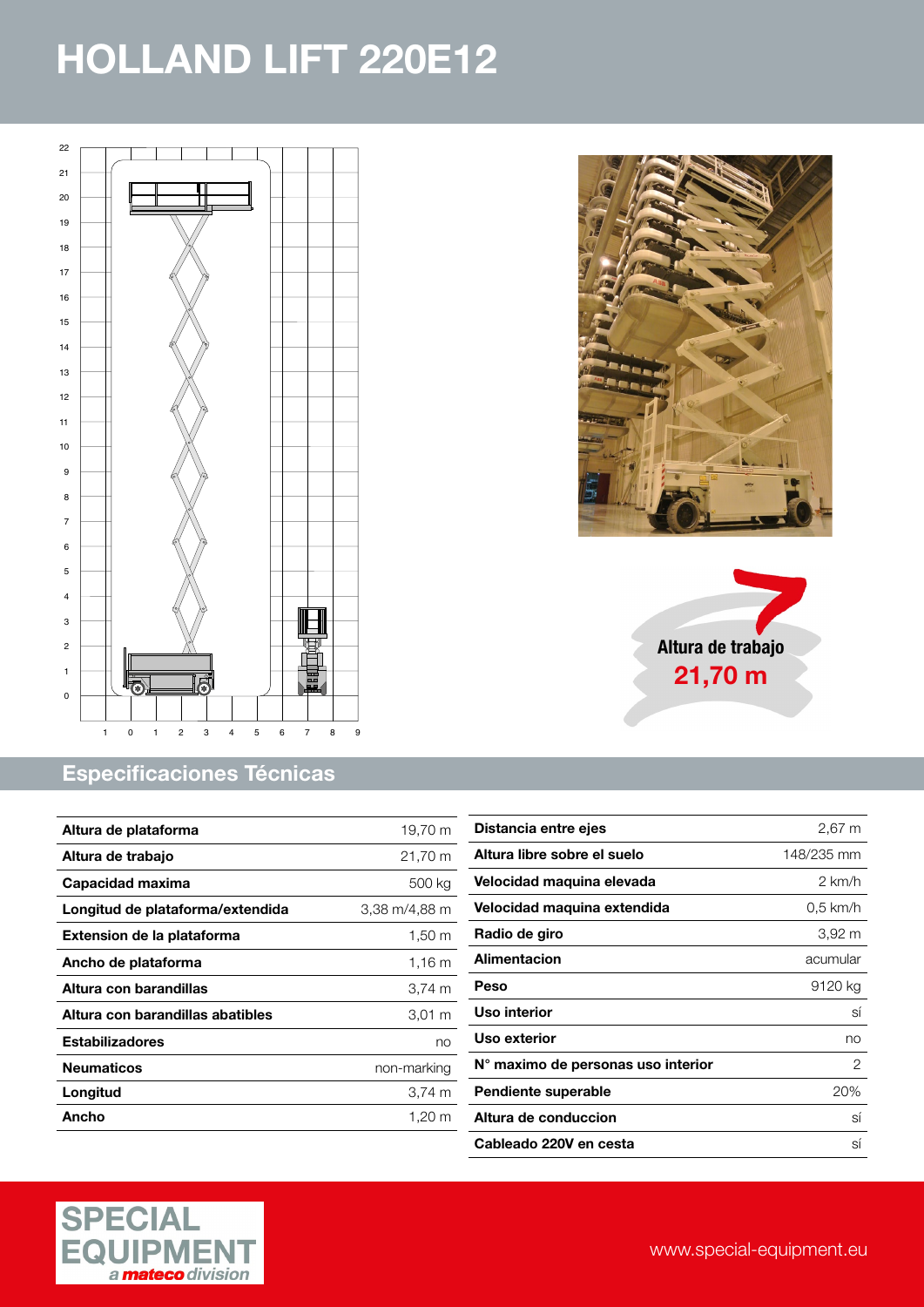# HOLLAND LIFT 220E12

22
21
20
19
18
17
16
15
14
13
12
11
10
9
8
7
6
5
4
3
2
1
0

1 0 1 2 3 4 5 6 7 8 9

**Altura de trabajo**
**21,70 m**

## Especificaciones Técnicas

| | |
|---|---|
| **Altura de plataforma** | 19,70 m |
| **Altura de trabajo** | 21,70 m |
| **Capacidad maxima** | 500 kg |
| **Longitud de plataforma/extendida** | 3,38 m/4,88 m |
| **Extension de la plataforma** | 1,50 m |
| **Ancho de plataforma** | 1,16 m |
| **Altura con barandillas** | 3,74 m |
| **Altura con barandillas abatibles** | 3,01 m |
| **Estabilizadores** | no |
| **Neumaticos** | non-marking |
| **Longitud** | 3,74 m |
| **Ancho** | 1,20 m |

| | |
|---|---|
| **Distancia entre ejes** | 2,67 m |
| **Altura libre sobre el suelo** | 148/235 mm |
| **Velocidad maquina elevada** | 2 km/h |
| **Velocidad maquina extendida** | 0,5 km/h |
| **Radio de giro** | 3,92 m |
| **Alimentacion** | acumular |
| **Peso** | 9120 kg |
| **Uso interior** | sí |
| **Uso exterior** | no |
| **N° maximo de personas uso interior** | 2 |
| **Pendiente superable** | 20% |
| **Altura de conduccion** | sí |
| **Cableado 220V en cesta** | sí |

SPECIAL EQUIPMENT
*a mateco division*

www.special-equipment.eu